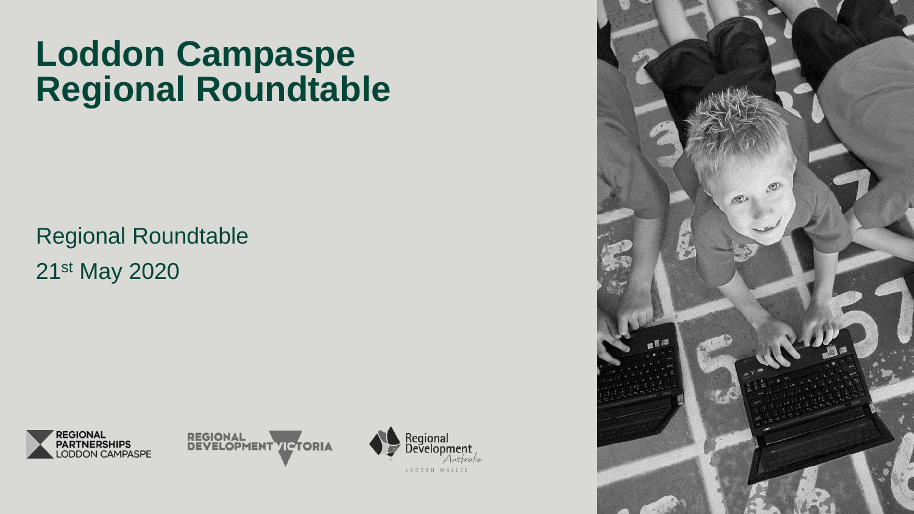# Loddon Campaspe Regional Roundtable

Regional Roundtable

21st May 2020

REGIONAL PARTNERSHIPS LODDON CAMPASPE

REGIONAL DEVELOPMENT VICTORIA

Regional Development Australia LODDON MALLEE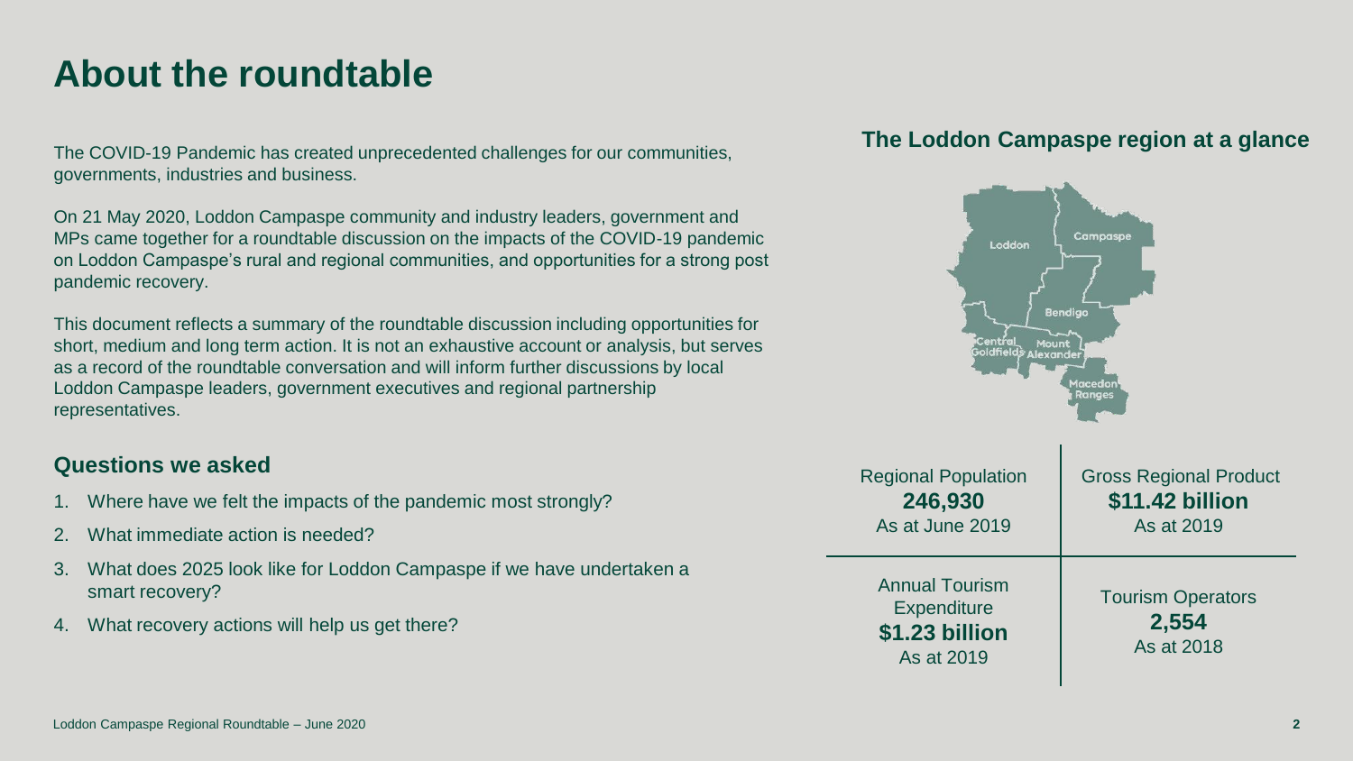# About the roundtable

The COVID-19 Pandemic has created unprecedented challenges for our communities, governments, industries and business.

On 21 May 2020, Loddon Campaspe community and industry leaders, government and MPs came together for a roundtable discussion on the impacts of the COVID-19 pandemic on Loddon Campaspe's rural and regional communities, and opportunities for a strong post pandemic recovery.

This document reflects a summary of the roundtable discussion including opportunities for short, medium and long term action. It is not an exhaustive account or analysis, but serves as a record of the roundtable conversation and will inform further discussions by local Loddon Campaspe leaders, government executives and regional partnership representatives.

## Questions we asked

1. Where have we felt the impacts of the pandemic most strongly?
2. What immediate action is needed?
3. What does 2025 look like for Loddon Campaspe if we have undertaken a smart recovery?
4. What recovery actions will help us get there?

## The Loddon Campaspe region at a glance

Loddon, Campaspe, Bendigo, Central Goldfields, Mount Alexander, Macedon Ranges

| Regional Population **246,930** As at June 2019 | Gross Regional Product **$11.42 billion** As at 2019 |
|---|---|
| Annual Tourism Expenditure **$1.23 billion** As at 2019 | Tourism Operators **2,554** As at 2018 |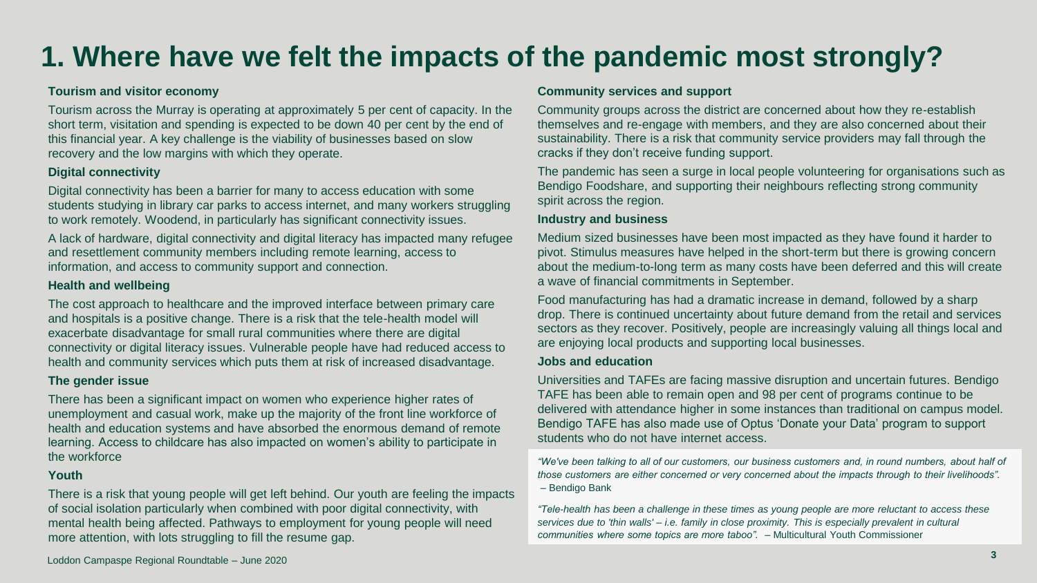# 1. Where have we felt the impacts of the pandemic most strongly?

**Tourism and visitor economy**

Tourism across the Murray is operating at approximately 5 per cent of capacity. In the short term, visitation and spending is expected to be down 40 per cent by the end of this financial year. A key challenge is the viability of businesses based on slow recovery and the low margins with which they operate.

**Digital connectivity**

Digital connectivity has been a barrier for many to access education with some students studying in library car parks to access internet, and many workers struggling to work remotely. Woodend, in particularly has significant connectivity issues.

A lack of hardware, digital connectivity and digital literacy has impacted many refugee and resettlement community members including remote learning, access to information, and access to community support and connection.

**Health and wellbeing**

The cost approach to healthcare and the improved interface between primary care and hospitals is a positive change. There is a risk that the tele-health model will exacerbate disadvantage for small rural communities where there are digital connectivity or digital literacy issues. Vulnerable people have had reduced access to health and community services which puts them at risk of increased disadvantage.

**The gender issue**

There has been a significant impact on women who experience higher rates of unemployment and casual work, make up the majority of the front line workforce of health and education systems and have absorbed the enormous demand of remote learning. Access to childcare has also impacted on women's ability to participate in the workforce

**Youth**

There is a risk that young people will get left behind. Our youth are feeling the impacts of social isolation particularly when combined with poor digital connectivity, with mental health being affected. Pathways to employment for young people will need more attention, with lots struggling to fill the resume gap.

**Community services and support**

Community groups across the district are concerned about how they re-establish themselves and re-engage with members, and they are also concerned about their sustainability. There is a risk that community service providers may fall through the cracks if they don't receive funding support.

The pandemic has seen a surge in local people volunteering for organisations such as Bendigo Foodshare, and supporting their neighbours reflecting strong community spirit across the region.

**Industry and business**

Medium sized businesses have been most impacted as they have found it harder to pivot. Stimulus measures have helped in the short-term but there is growing concern about the medium-to-long term as many costs have been deferred and this will create a wave of financial commitments in September.

Food manufacturing has had a dramatic increase in demand, followed by a sharp drop. There is continued uncertainty about future demand from the retail and services sectors as they recover. Positively, people are increasingly valuing all things local and are enjoying local products and supporting local businesses.

**Jobs and education**

Universities and TAFEs are facing massive disruption and uncertain futures. Bendigo TAFE has been able to remain open and 98 per cent of programs continue to be delivered with attendance higher in some instances than traditional on campus model. Bendigo TAFE has also made use of Optus 'Donate your Data' program to support students who do not have internet access.

*"We've been talking to all of our customers, our business customers and, in round numbers, about half of those customers are either concerned or very concerned about the impacts through to their livelihoods".* – Bendigo Bank

*"Tele-health has been a challenge in these times as young people are more reluctant to access these services due to 'thin walls' – i.e. family in close proximity. This is especially prevalent in cultural communities where some topics are more taboo".* – Multicultural Youth Commissioner

Loddon Campaspe Regional Roundtable – June 2020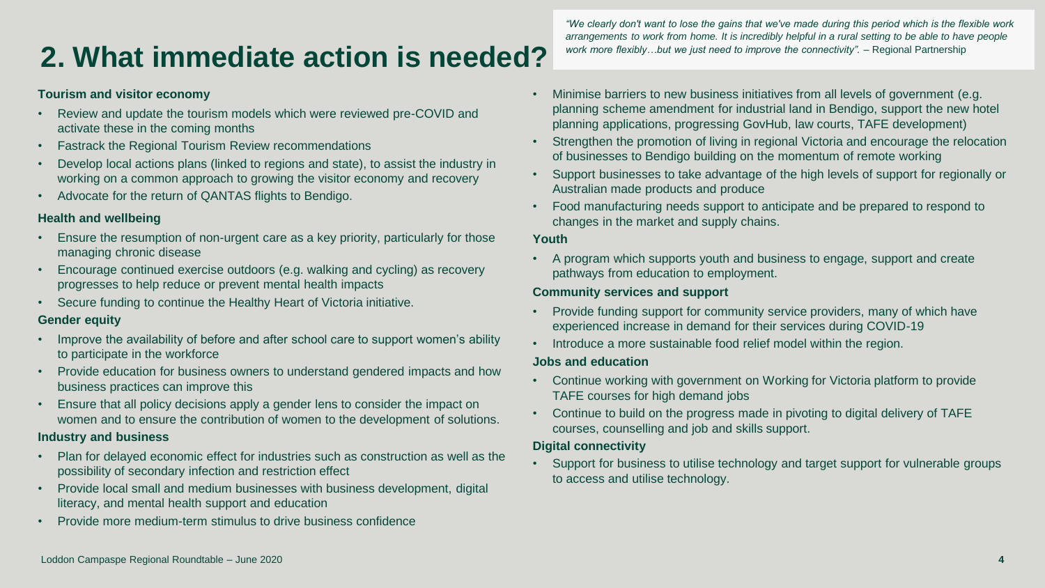# 2. What immediate action is needed?

*"We clearly don't want to lose the gains that we've made during this period which is the flexible work arrangements to work from home. It is incredibly helpful in a rural setting to be able to have people work more flexibly…but we just need to improve the connectivity".* – Regional Partnership

**Tourism and visitor economy**

- Review and update the tourism models which were reviewed pre-COVID and activate these in the coming months
- Fastrack the Regional Tourism Review recommendations
- Develop local actions plans (linked to regions and state), to assist the industry in working on a common approach to growing the visitor economy and recovery
- Advocate for the return of QANTAS flights to Bendigo.

**Health and wellbeing**

- Ensure the resumption of non-urgent care as a key priority, particularly for those managing chronic disease
- Encourage continued exercise outdoors (e.g. walking and cycling) as recovery progresses to help reduce or prevent mental health impacts
- Secure funding to continue the Healthy Heart of Victoria initiative.

**Gender equity**

- Improve the availability of before and after school care to support women's ability to participate in the workforce
- Provide education for business owners to understand gendered impacts and how business practices can improve this
- Ensure that all policy decisions apply a gender lens to consider the impact on women and to ensure the contribution of women to the development of solutions.

**Industry and business**

- Plan for delayed economic effect for industries such as construction as well as the possibility of secondary infection and restriction effect
- Provide local small and medium businesses with business development, digital literacy, and mental health support and education
- Provide more medium-term stimulus to drive business confidence
- Minimise barriers to new business initiatives from all levels of government (e.g. planning scheme amendment for industrial land in Bendigo, support the new hotel planning applications, progressing GovHub, law courts, TAFE development)
- Strengthen the promotion of living in regional Victoria and encourage the relocation of businesses to Bendigo building on the momentum of remote working
- Support businesses to take advantage of the high levels of support for regionally or Australian made products and produce
- Food manufacturing needs support to anticipate and be prepared to respond to changes in the market and supply chains.

**Youth**

- A program which supports youth and business to engage, support and create pathways from education to employment.

**Community services and support**

- Provide funding support for community service providers, many of which have experienced increase in demand for their services during COVID-19
- Introduce a more sustainable food relief model within the region.

**Jobs and education**

- Continue working with government on Working for Victoria platform to provide TAFE courses for high demand jobs
- Continue to build on the progress made in pivoting to digital delivery of TAFE courses, counselling and job and skills support.

**Digital connectivity**

- Support for business to utilise technology and target support for vulnerable groups to access and utilise technology.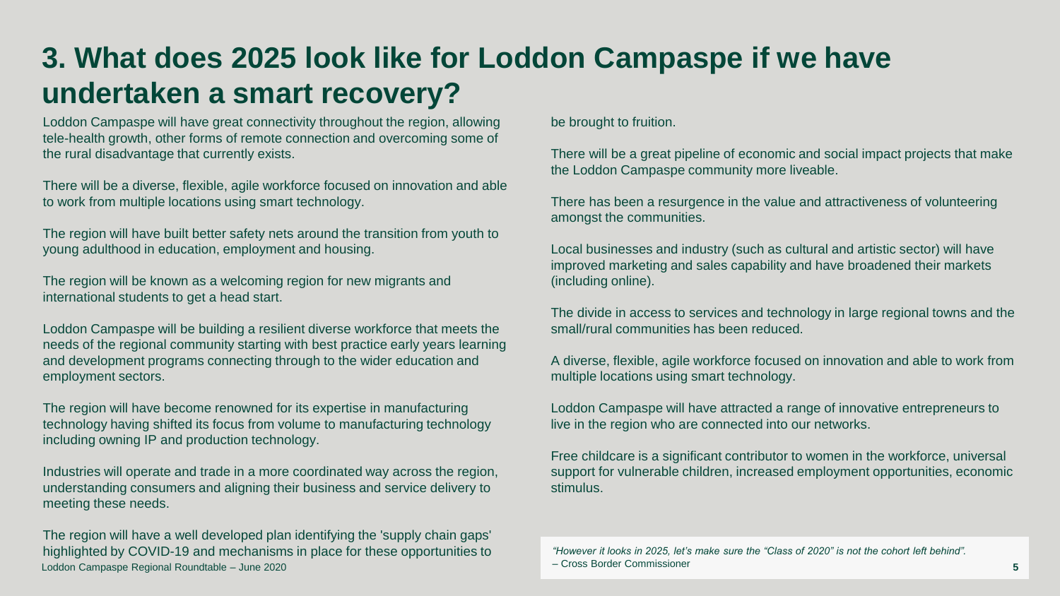# 3. What does 2025 look like for Loddon Campaspe if we have undertaken a smart recovery?

Loddon Campaspe will have great connectivity throughout the region, allowing tele-health growth, other forms of remote connection and overcoming some of the rural disadvantage that currently exists.

There will be a diverse, flexible, agile workforce focused on innovation and able to work from multiple locations using smart technology.

The region will have built better safety nets around the transition from youth to young adulthood in education, employment and housing.

The region will be known as a welcoming region for new migrants and international students to get a head start.

Loddon Campaspe will be building a resilient diverse workforce that meets the needs of the regional community starting with best practice early years learning and development programs connecting through to the wider education and employment sectors.

The region will have become renowned for its expertise in manufacturing technology having shifted its focus from volume to manufacturing technology including owning IP and production technology.

Industries will operate and trade in a more coordinated way across the region, understanding consumers and aligning their business and service delivery to meeting these needs.

The region will have a well developed plan identifying the 'supply chain gaps' highlighted by COVID-19 and mechanisms in place for these opportunities to be brought to fruition.

There will be a great pipeline of economic and social impact projects that make the Loddon Campaspe community more liveable.

There has been a resurgence in the value and attractiveness of volunteering amongst the communities.

Local businesses and industry (such as cultural and artistic sector) will have improved marketing and sales capability and have broadened their markets (including online).

The divide in access to services and technology in large regional towns and the small/rural communities has been reduced.

A diverse, flexible, agile workforce focused on innovation and able to work from multiple locations using smart technology.

Loddon Campaspe will have attracted a range of innovative entrepreneurs to live in the region who are connected into our networks.

Free childcare is a significant contributor to women in the workforce, universal support for vulnerable children, increased employment opportunities, economic stimulus.

*"However it looks in 2025, let's make sure the "Class of 2020" is not the cohort left behind".*
– Cross Border Commissioner

Loddon Campaspe Regional Roundtable – June 2020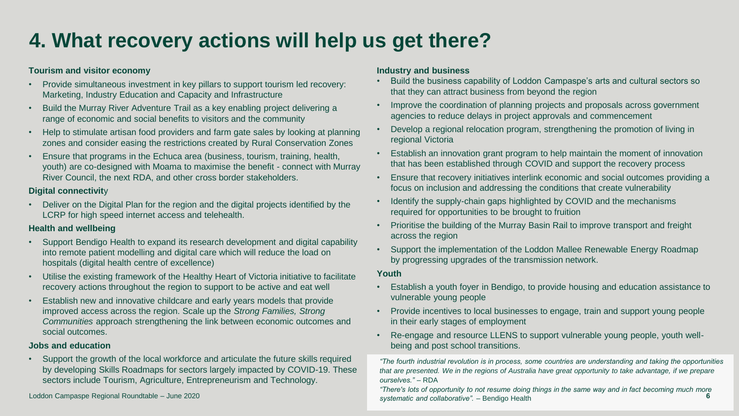# 4. What recovery actions will help us get there?

**Tourism and visitor economy**

- Provide simultaneous investment in key pillars to support tourism led recovery: Marketing, Industry Education and Capacity and Infrastructure
- Build the Murray River Adventure Trail as a key enabling project delivering a range of economic and social benefits to visitors and the community
- Help to stimulate artisan food providers and farm gate sales by looking at planning zones and consider easing the restrictions created by Rural Conservation Zones
- Ensure that programs in the Echuca area (business, tourism, training, health, youth) are co-designed with Moama to maximise the benefit - connect with Murray River Council, the next RDA, and other cross border stakeholders.

**Digital connectivity**

- Deliver on the Digital Plan for the region and the digital projects identified by the LCRP for high speed internet access and telehealth.

**Health and wellbeing**

- Support Bendigo Health to expand its research development and digital capability into remote patient modelling and digital care which will reduce the load on hospitals (digital health centre of excellence)
- Utilise the existing framework of the Healthy Heart of Victoria initiative to facilitate recovery actions throughout the region to support to be active and eat well
- Establish new and innovative childcare and early years models that provide improved access across the region. Scale up the *Strong Families, Strong Communities* approach strengthening the link between economic outcomes and social outcomes.

**Jobs and education**

- Support the growth of the local workforce and articulate the future skills required by developing Skills Roadmaps for sectors largely impacted by COVID-19. These sectors include Tourism, Agriculture, Entrepreneurism and Technology.

**Industry and business**

- Build the business capability of Loddon Campaspe's arts and cultural sectors so that they can attract business from beyond the region
- Improve the coordination of planning projects and proposals across government agencies to reduce delays in project approvals and commencement
- Develop a regional relocation program, strengthening the promotion of living in regional Victoria
- Establish an innovation grant program to help maintain the moment of innovation that has been established through COVID and support the recovery process
- Ensure that recovery initiatives interlink economic and social outcomes providing a focus on inclusion and addressing the conditions that create vulnerability
- Identify the supply-chain gaps highlighted by COVID and the mechanisms required for opportunities to be brought to fruition
- Prioritise the building of the Murray Basin Rail to improve transport and freight across the region
- Support the implementation of the Loddon Mallee Renewable Energy Roadmap by progressing upgrades of the transmission network.

**Youth**

- Establish a youth foyer in Bendigo, to provide housing and education assistance to vulnerable young people
- Provide incentives to local businesses to engage, train and support young people in their early stages of employment
- Re-engage and resource LLENS to support vulnerable young people, youth well-being and post school transitions.

*"The fourth industrial revolution is in process, some countries are understanding and taking the opportunities that are presented. We in the regions of Australia have great opportunity to take advantage, if we prepare ourselves."* – RDA

*"There's lots of opportunity to not resume doing things in the same way and in fact becoming much more systematic and collaborative".* – Bendigo Health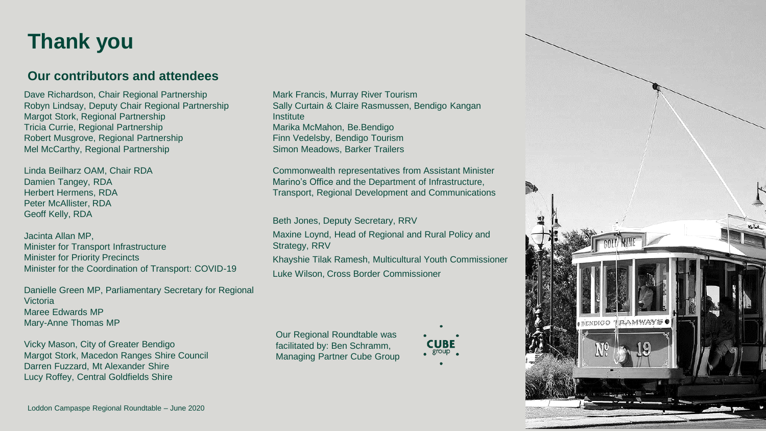# Thank you

## Our contributors and attendees

Dave Richardson, Chair Regional Partnership
Robyn Lindsay, Deputy Chair Regional Partnership
Margot Stork, Regional Partnership
Tricia Currie, Regional Partnership
Robert Musgrove, Regional Partnership
Mel McCarthy, Regional Partnership

Linda Beilharz OAM, Chair RDA
Damien Tangey, RDA
Herbert Hermens, RDA
Peter McAllister, RDA
Geoff Kelly, RDA

Jacinta Allan MP,
Minister for Transport Infrastructure
Minister for Priority Precincts
Minister for the Coordination of Transport: COVID-19

Danielle Green MP, Parliamentary Secretary for Regional Victoria
Maree Edwards MP
Mary-Anne Thomas MP

Vicky Mason, City of Greater Bendigo
Margot Stork, Macedon Ranges Shire Council
Darren Fuzzard, Mt Alexander Shire
Lucy Roffey, Central Goldfields Shire

Mark Francis, Murray River Tourism
Sally Curtain & Claire Rasmussen, Bendigo Kangan Institute
Marika McMahon, Be.Bendigo
Finn Vedelsby, Bendigo Tourism
Simon Meadows, Barker Trailers

Commonwealth representatives from Assistant Minister Marino's Office and the Department of Infrastructure, Transport, Regional Development and Communications

Beth Jones, Deputy Secretary, RRV

Maxine Loynd, Head of Regional and Rural Policy and Strategy, RRV

Khayshie Tilak Ramesh, Multicultural Youth Commissioner

Luke Wilson, Cross Border Commissioner

Our Regional Roundtable was facilitated by: Ben Schramm, Managing Partner Cube Group

Loddon Campaspe Regional Roundtable – June 2020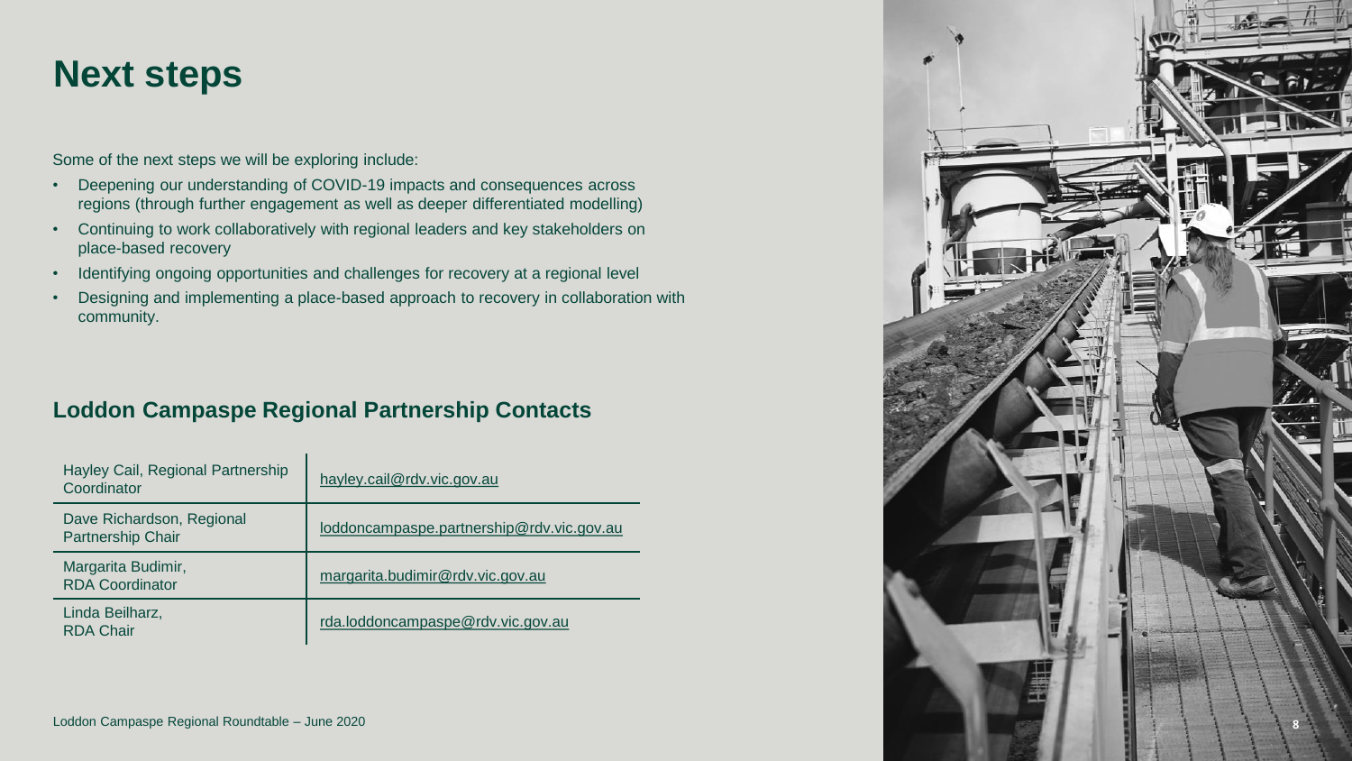# Next steps

Some of the next steps we will be exploring include:

- Deepening our understanding of COVID-19 impacts and consequences across regions (through further engagement as well as deeper differentiated modelling)
- Continuing to work collaboratively with regional leaders and key stakeholders on place-based recovery
- Identifying ongoing opportunities and challenges for recovery at a regional level
- Designing and implementing a place-based approach to recovery in collaboration with community.

## Loddon Campaspe Regional Partnership Contacts

| | |
|---|---|
| Hayley Cail, Regional Partnership Coordinator | hayley.cail@rdv.vic.gov.au |
| Dave Richardson, Regional Partnership Chair | loddoncampaspe.partnership@rdv.vic.gov.au |
| Margarita Budimir, RDA Coordinator | margarita.budimir@rdv.vic.gov.au |
| Linda Beilharz, RDA Chair | rda.loddoncampaspe@rdv.vic.gov.au |